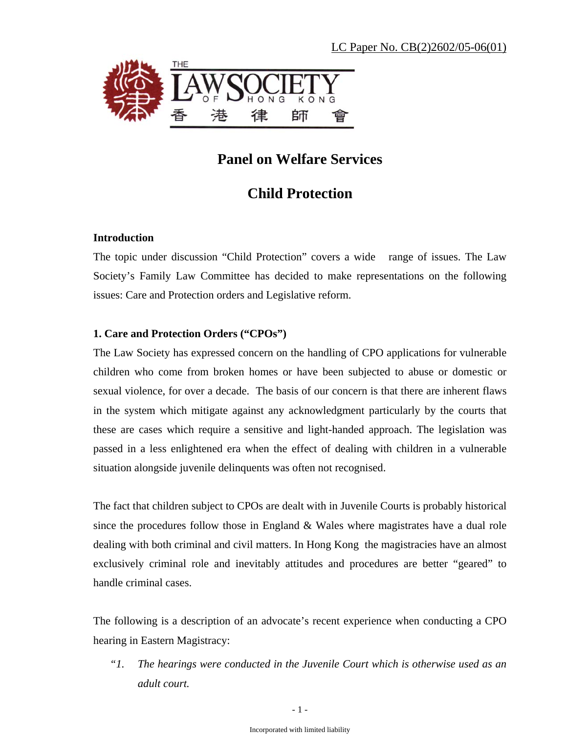LC Paper No. CB(2)2602/05-06(01)

THE LAW SOCIETY OF HONG KONG 香港律師會

# Panel on Welfare Services

# Child Protection

**Introduction**

The topic under discussion "Child Protection" covers a wide range of issues. The Law Society's Family Law Committee has decided to make representations on the following issues: Care and Protection orders and Legislative reform.

**1. Care and Protection Orders ("CPOs")**

The Law Society has expressed concern on the handling of CPO applications for vulnerable children who come from broken homes or have been subjected to abuse or domestic or sexual violence, for over a decade. The basis of our concern is that there are inherent flaws in the system which mitigate against any acknowledgment particularly by the courts that these are cases which require a sensitive and light-handed approach. The legislation was passed in a less enlightened era when the effect of dealing with children in a vulnerable situation alongside juvenile delinquents was often not recognised.

The fact that children subject to CPOs are dealt with in Juvenile Courts is probably historical since the procedures follow those in England & Wales where magistrates have a dual role dealing with both criminal and civil matters. In Hong Kong the magistracies have an almost exclusively criminal role and inevitably attitudes and procedures are better "geared" to handle criminal cases.

The following is a description of an advocate's recent experience when conducting a CPO hearing in Eastern Magistracy:

*"1. The hearings were conducted in the Juvenile Court which is otherwise used as an adult court.*

Incorporated with limited liability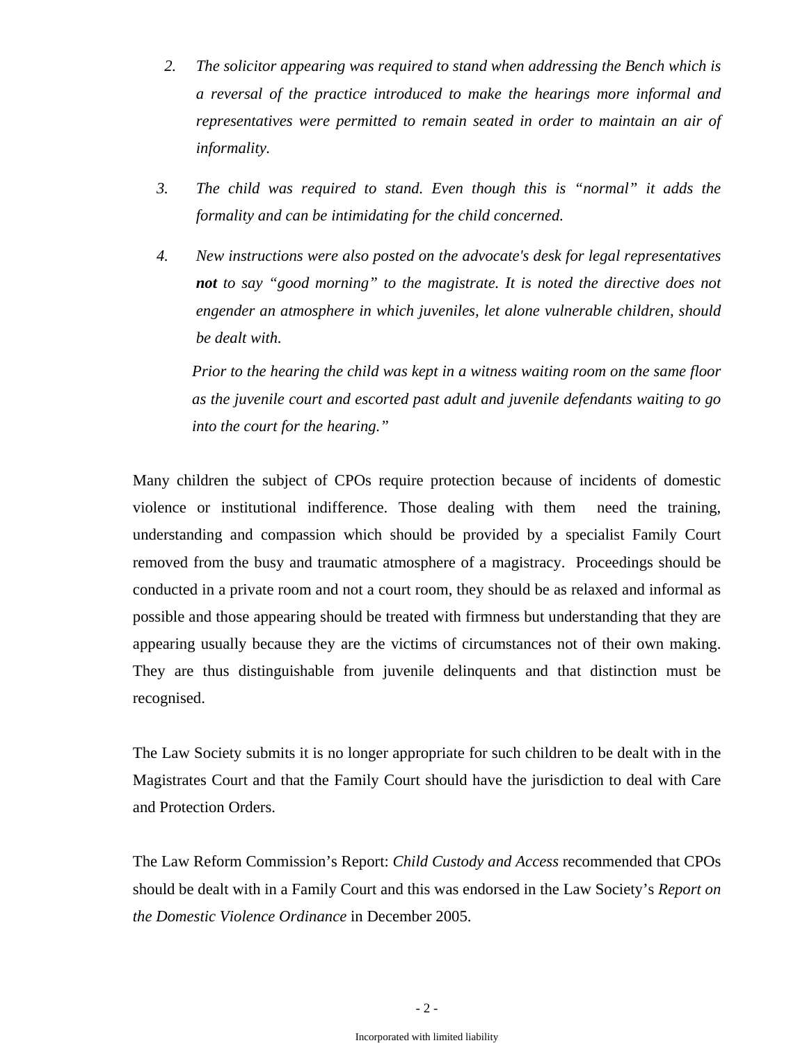2. *The solicitor appearing was required to stand when addressing the Bench which is a reversal of the practice introduced to make the hearings more informal and representatives were permitted to remain seated in order to maintain an air of informality.*

3. *The child was required to stand. Even though this is "normal" it adds the formality and can be intimidating for the child concerned.*

4. *New instructions were also posted on the advocate's desk for legal representatives **not** to say "good morning" to the magistrate. It is noted the directive does not engender an atmosphere in which juveniles, let alone vulnerable children, should be dealt with.*

   *Prior to the hearing the child was kept in a witness waiting room on the same floor as the juvenile court and escorted past adult and juvenile defendants waiting to go into the court for the hearing."*

Many children the subject of CPOs require protection because of incidents of domestic violence or institutional indifference. Those dealing with them need the training, understanding and compassion which should be provided by a specialist Family Court removed from the busy and traumatic atmosphere of a magistracy. Proceedings should be conducted in a private room and not a court room, they should be as relaxed and informal as possible and those appearing should be treated with firmness but understanding that they are appearing usually because they are the victims of circumstances not of their own making. They are thus distinguishable from juvenile delinquents and that distinction must be recognised.

The Law Society submits it is no longer appropriate for such children to be dealt with in the Magistrates Court and that the Family Court should have the jurisdiction to deal with Care and Protection Orders.

The Law Reform Commission's Report: *Child Custody and Access* recommended that CPOs should be dealt with in a Family Court and this was endorsed in the Law Society's *Report on the Domestic Violence Ordinance* in December 2005.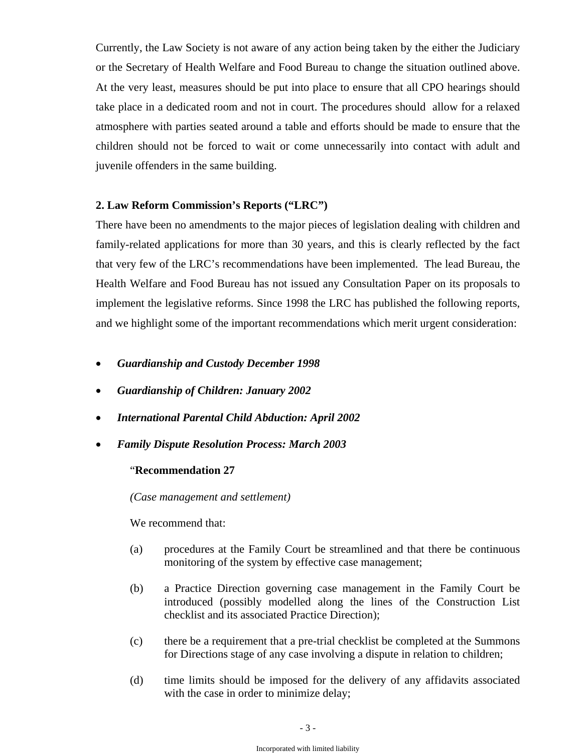Currently, the Law Society is not aware of any action being taken by the either the Judiciary or the Secretary of Health Welfare and Food Bureau to change the situation outlined above. At the very least, measures should be put into place to ensure that all CPO hearings should take place in a dedicated room and not in court. The procedures should allow for a relaxed atmosphere with parties seated around a table and efforts should be made to ensure that the children should not be forced to wait or come unnecessarily into contact with adult and juvenile offenders in the same building.

**2. Law Reform Commission's Reports ("LRC")**

There have been no amendments to the major pieces of legislation dealing with children and family-related applications for more than 30 years, and this is clearly reflected by the fact that very few of the LRC's recommendations have been implemented. The lead Bureau, the Health Welfare and Food Bureau has not issued any Consultation Paper on its proposals to implement the legislative reforms. Since 1998 the LRC has published the following reports, and we highlight some of the important recommendations which merit urgent consideration:

- ***Guardianship and Custody December 1998***
- ***Guardianship of Children: January 2002***
- ***International Parental Child Abduction: April 2002***
- ***Family Dispute Resolution Process: March 2003***

"**Recommendation 27**

*(Case management and settlement)*

We recommend that:

(a) procedures at the Family Court be streamlined and that there be continuous monitoring of the system by effective case management;

(b) a Practice Direction governing case management in the Family Court be introduced (possibly modelled along the lines of the Construction List checklist and its associated Practice Direction);

(c) there be a requirement that a pre-trial checklist be completed at the Summons for Directions stage of any case involving a dispute in relation to children;

(d) time limits should be imposed for the delivery of any affidavits associated with the case in order to minimize delay;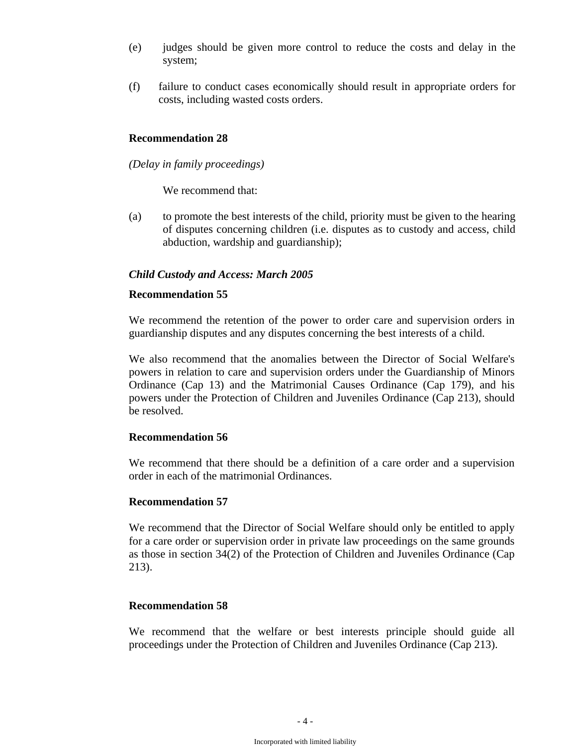(e) judges should be given more control to reduce the costs and delay in the system;

(f) failure to conduct cases economically should result in appropriate orders for costs, including wasted costs orders.

**Recommendation 28**

*(Delay in family proceedings)*

We recommend that:

(a) to promote the best interests of the child, priority must be given to the hearing of disputes concerning children (i.e. disputes as to custody and access, child abduction, wardship and guardianship);

***Child Custody and Access: March 2005***

**Recommendation 55**

We recommend the retention of the power to order care and supervision orders in guardianship disputes and any disputes concerning the best interests of a child.

We also recommend that the anomalies between the Director of Social Welfare's powers in relation to care and supervision orders under the Guardianship of Minors Ordinance (Cap 13) and the Matrimonial Causes Ordinance (Cap 179), and his powers under the Protection of Children and Juveniles Ordinance (Cap 213), should be resolved.

**Recommendation 56**

We recommend that there should be a definition of a care order and a supervision order in each of the matrimonial Ordinances.

**Recommendation 57**

We recommend that the Director of Social Welfare should only be entitled to apply for a care order or supervision order in private law proceedings on the same grounds as those in section 34(2) of the Protection of Children and Juveniles Ordinance (Cap 213).

**Recommendation 58**

We recommend that the welfare or best interests principle should guide all proceedings under the Protection of Children and Juveniles Ordinance (Cap 213).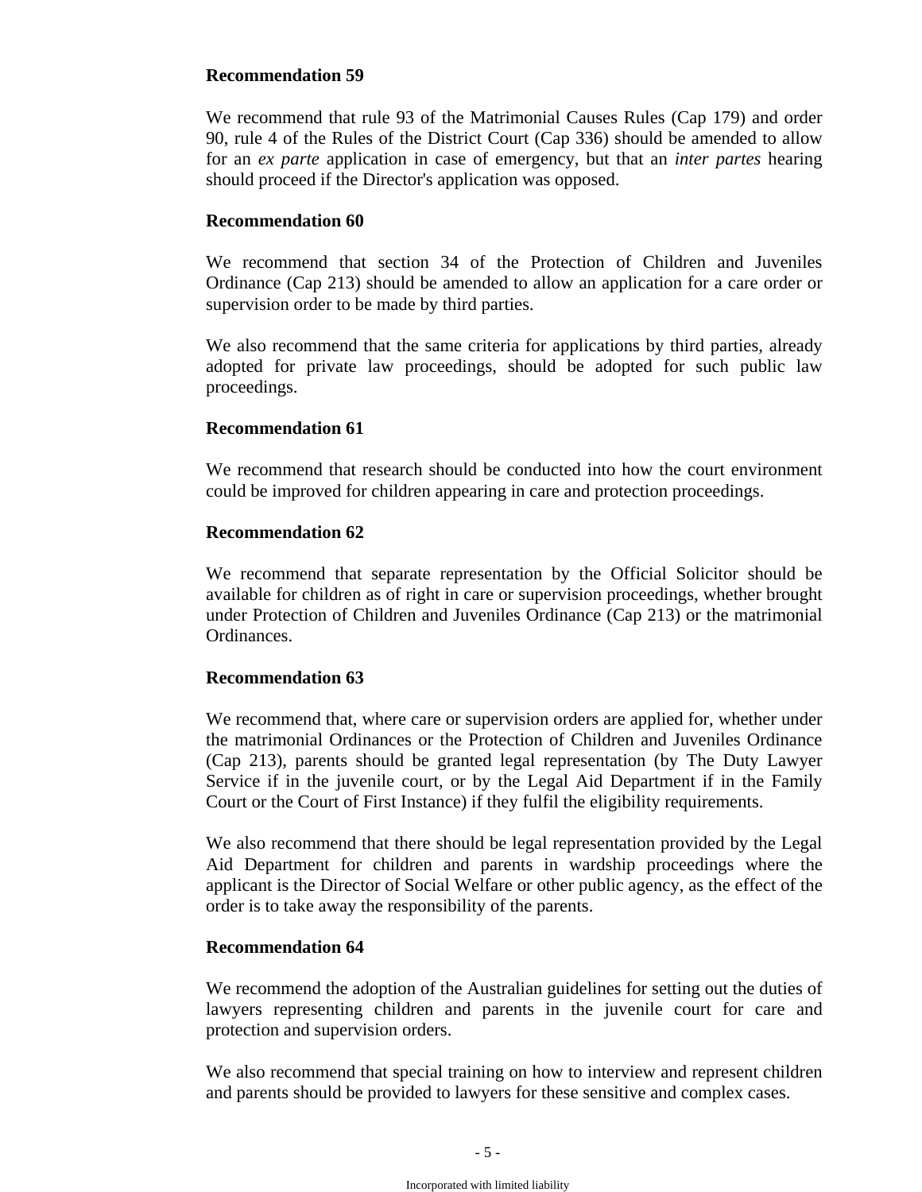**Recommendation 59**

We recommend that rule 93 of the Matrimonial Causes Rules (Cap 179) and order 90, rule 4 of the Rules of the District Court (Cap 336) should be amended to allow for an *ex parte* application in case of emergency, but that an *inter partes* hearing should proceed if the Director's application was opposed.

**Recommendation 60**

We recommend that section 34 of the Protection of Children and Juveniles Ordinance (Cap 213) should be amended to allow an application for a care order or supervision order to be made by third parties.

We also recommend that the same criteria for applications by third parties, already adopted for private law proceedings, should be adopted for such public law proceedings.

**Recommendation 61**

We recommend that research should be conducted into how the court environment could be improved for children appearing in care and protection proceedings.

**Recommendation 62**

We recommend that separate representation by the Official Solicitor should be available for children as of right in care or supervision proceedings, whether brought under Protection of Children and Juveniles Ordinance (Cap 213) or the matrimonial Ordinances.

**Recommendation 63**

We recommend that, where care or supervision orders are applied for, whether under the matrimonial Ordinances or the Protection of Children and Juveniles Ordinance (Cap 213), parents should be granted legal representation (by The Duty Lawyer Service if in the juvenile court, or by the Legal Aid Department if in the Family Court or the Court of First Instance) if they fulfil the eligibility requirements.

We also recommend that there should be legal representation provided by the Legal Aid Department for children and parents in wardship proceedings where the applicant is the Director of Social Welfare or other public agency, as the effect of the order is to take away the responsibility of the parents.

**Recommendation 64**

We recommend the adoption of the Australian guidelines for setting out the duties of lawyers representing children and parents in the juvenile court for care and protection and supervision orders.

We also recommend that special training on how to interview and represent children and parents should be provided to lawyers for these sensitive and complex cases.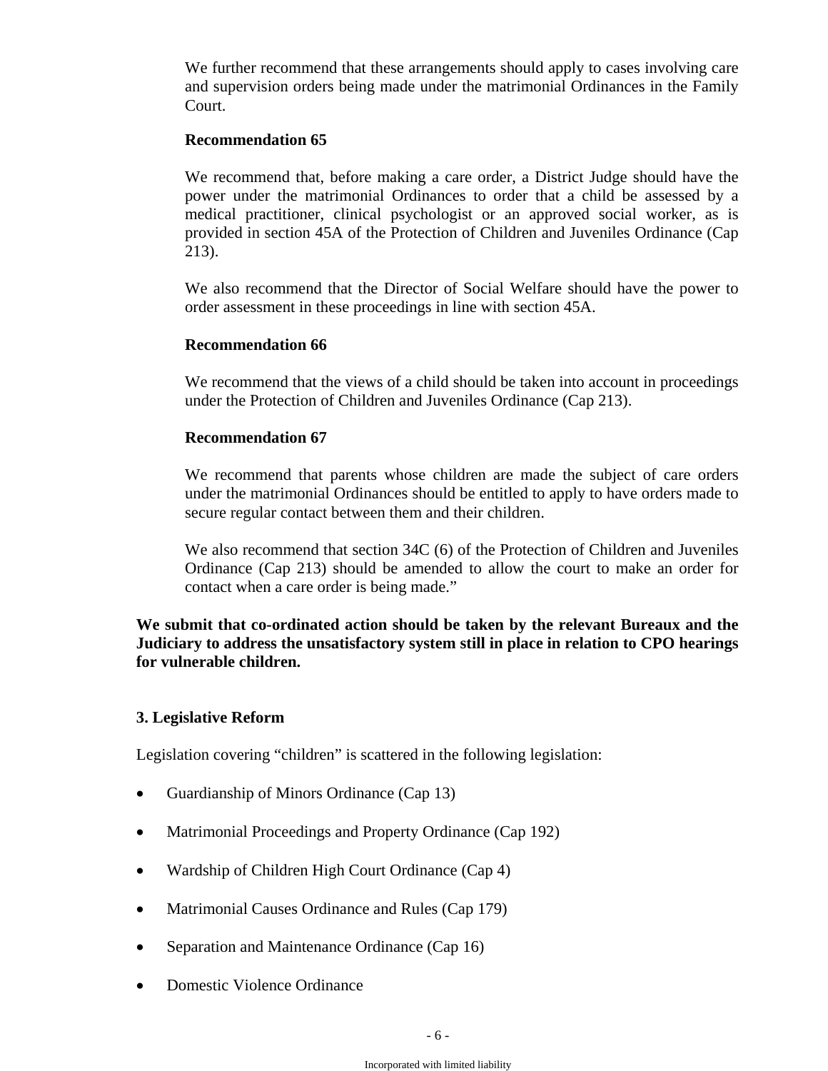We further recommend that these arrangements should apply to cases involving care and supervision orders being made under the matrimonial Ordinances in the Family Court.

**Recommendation 65**

We recommend that, before making a care order, a District Judge should have the power under the matrimonial Ordinances to order that a child be assessed by a medical practitioner, clinical psychologist or an approved social worker, as is provided in section 45A of the Protection of Children and Juveniles Ordinance (Cap 213).

We also recommend that the Director of Social Welfare should have the power to order assessment in these proceedings in line with section 45A.

**Recommendation 66**

We recommend that the views of a child should be taken into account in proceedings under the Protection of Children and Juveniles Ordinance (Cap 213).

**Recommendation 67**

We recommend that parents whose children are made the subject of care orders under the matrimonial Ordinances should be entitled to apply to have orders made to secure regular contact between them and their children.

We also recommend that section 34C (6) of the Protection of Children and Juveniles Ordinance (Cap 213) should be amended to allow the court to make an order for contact when a care order is being made."

**We submit that co-ordinated action should be taken by the relevant Bureaux and the Judiciary to address the unsatisfactory system still in place in relation to CPO hearings for vulnerable children.**

### 3. Legislative Reform

Legislation covering "children" is scattered in the following legislation:

- Guardianship of Minors Ordinance (Cap 13)
- Matrimonial Proceedings and Property Ordinance (Cap 192)
- Wardship of Children High Court Ordinance (Cap 4)
- Matrimonial Causes Ordinance and Rules (Cap 179)
- Separation and Maintenance Ordinance (Cap 16)
- Domestic Violence Ordinance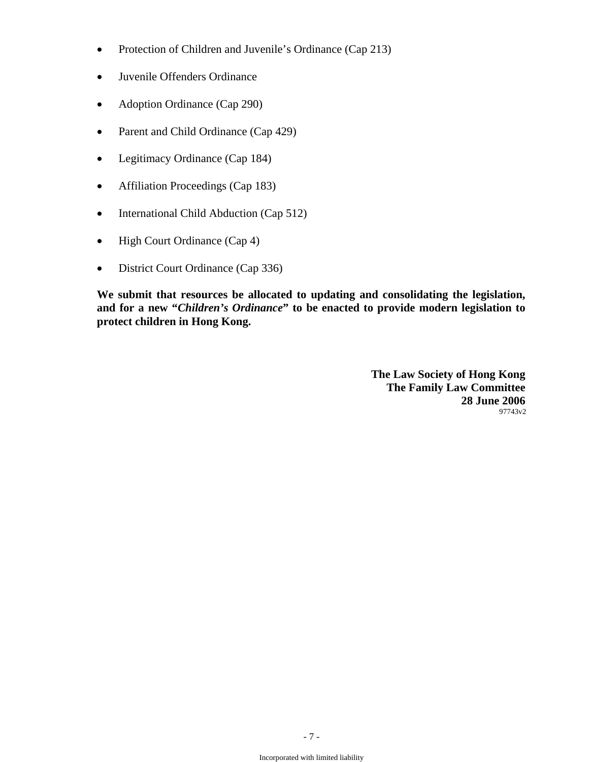- Protection of Children and Juvenile's Ordinance (Cap 213)
- Juvenile Offenders Ordinance
- Adoption Ordinance (Cap 290)
- Parent and Child Ordinance (Cap 429)
- Legitimacy Ordinance (Cap 184)
- Affiliation Proceedings (Cap 183)
- International Child Abduction (Cap 512)
- High Court Ordinance (Cap 4)
- District Court Ordinance (Cap 336)

**We submit that resources be allocated to updating and consolidating the legislation, and for a new "*Children's Ordinance*" to be enacted to provide modern legislation to protect children in Hong Kong.**

**The Law Society of Hong Kong**
**The Family Law Committee**
**28 June 2006**
97743v2

Incorporated with limited liability